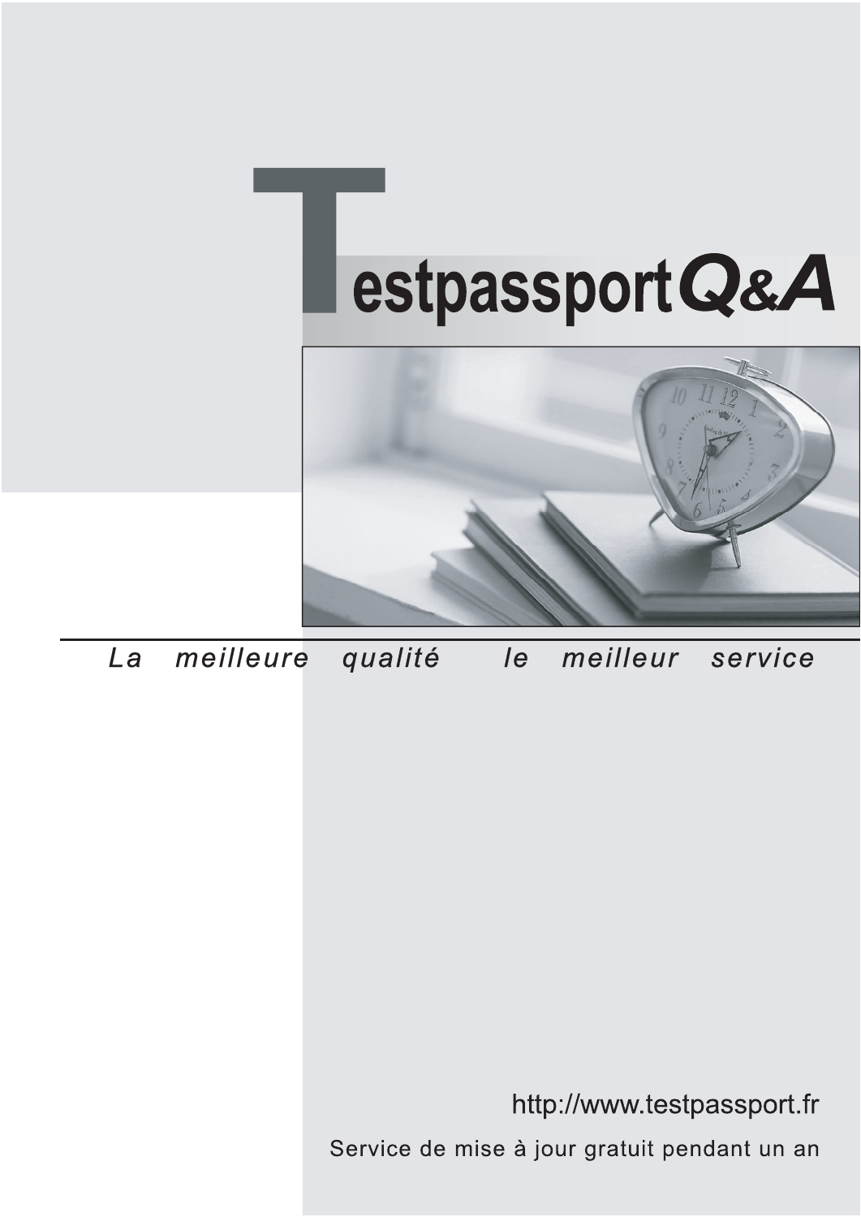# Testpassport Q&A

*La meilleure qualité le meilleur service*

http://www.testpassport.fr

Service de mise à jour gratuit pendant un an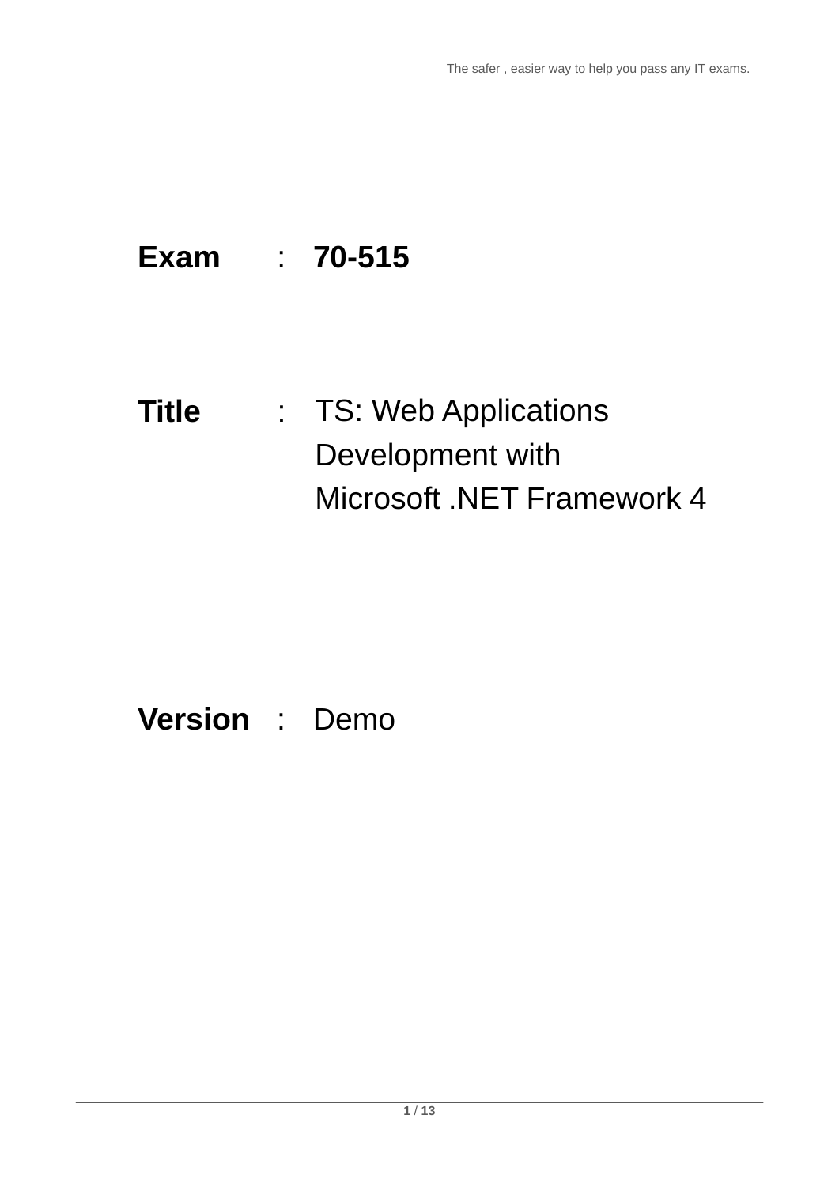**Exam** : **70-515**

**Title** : TS: Web Applications Development with Microsoft .NET Framework 4

**Version** : Demo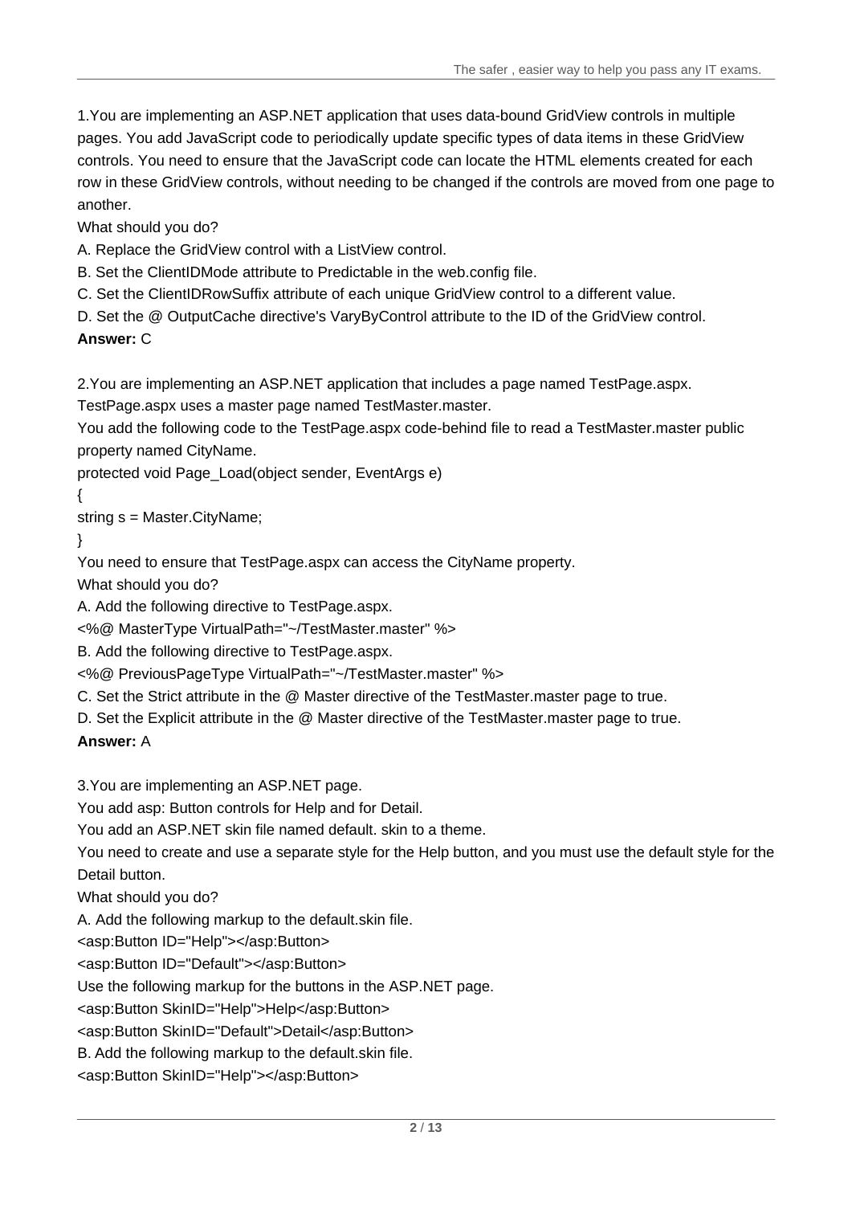1.You are implementing an ASP.NET application that uses data-bound GridView controls in multiple pages. You add JavaScript code to periodically update specific types of data items in these GridView controls. You need to ensure that the JavaScript code can locate the HTML elements created for each row in these GridView controls, without needing to be changed if the controls are moved from one page to another.

What should you do?

A. Replace the GridView control with a ListView control.

B. Set the ClientIDMode attribute to Predictable in the web.config file.

C. Set the ClientIDRowSuffix attribute of each unique GridView control to a different value.

D. Set the @ OutputCache directive's VaryByControl attribute to the ID of the GridView control.

**Answer:** C

2.You are implementing an ASP.NET application that includes a page named TestPage.aspx. TestPage.aspx uses a master page named TestMaster.master.

You add the following code to the TestPage.aspx code-behind file to read a TestMaster.master public property named CityName.

```
protected void Page_Load(object sender, EventArgs e)
{
string s = Master.CityName;
}
```

You need to ensure that TestPage.aspx can access the CityName property.

What should you do?

A. Add the following directive to TestPage.aspx.

<%@ MasterType VirtualPath="~/TestMaster.master" %>

B. Add the following directive to TestPage.aspx.

<%@ PreviousPageType VirtualPath="~/TestMaster.master" %>

C. Set the Strict attribute in the @ Master directive of the TestMaster.master page to true.

D. Set the Explicit attribute in the @ Master directive of the TestMaster.master page to true.

**Answer:** A

3.You are implementing an ASP.NET page.

You add asp: Button controls for Help and for Detail.

You add an ASP.NET skin file named default. skin to a theme.

You need to create and use a separate style for the Help button, and you must use the default style for the Detail button.

What should you do?

A. Add the following markup to the default.skin file.

<asp:Button ID="Help"></asp:Button>

<asp:Button ID="Default"></asp:Button>

Use the following markup for the buttons in the ASP.NET page.

<asp:Button SkinID="Help">Help</asp:Button>

<asp:Button SkinID="Default">Detail</asp:Button>

B. Add the following markup to the default.skin file.

<asp:Button SkinID="Help"></asp:Button>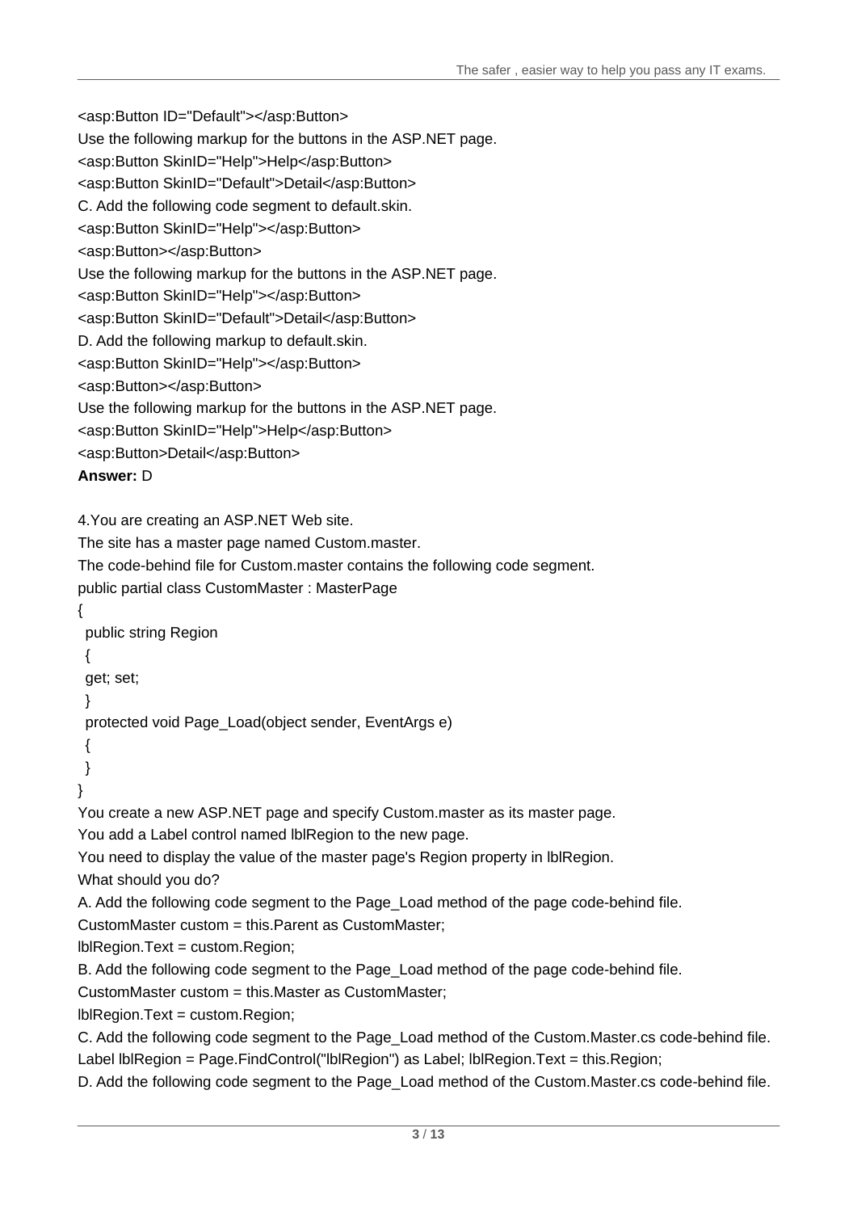<asp:Button ID="Default"></asp:Button>

Use the following markup for the buttons in the ASP.NET page.

<asp:Button SkinID="Help">Help</asp:Button>

<asp:Button SkinID="Default">Detail</asp:Button>

C. Add the following code segment to default.skin.

<asp:Button SkinID="Help"></asp:Button>

<asp:Button></asp:Button>

Use the following markup for the buttons in the ASP.NET page.

<asp:Button SkinID="Help"></asp:Button>

<asp:Button SkinID="Default">Detail</asp:Button>

D. Add the following markup to default.skin.

<asp:Button SkinID="Help"></asp:Button>

<asp:Button></asp:Button>

Use the following markup for the buttons in the ASP.NET page.

<asp:Button SkinID="Help">Help</asp:Button>

<asp:Button>Detail</asp:Button>

**Answer:** D

4.You are creating an ASP.NET Web site.

The site has a master page named Custom.master.

The code-behind file for Custom.master contains the following code segment.

```
public partial class CustomMaster : MasterPage
{
  public string Region
  {
  get; set;
  }
  protected void Page_Load(object sender, EventArgs e)
  {
  }
}
```

You create a new ASP.NET page and specify Custom.master as its master page.

You add a Label control named lblRegion to the new page.

You need to display the value of the master page's Region property in lblRegion.

What should you do?

A. Add the following code segment to the Page_Load method of the page code-behind file.

CustomMaster custom = this.Parent as CustomMaster;

lblRegion.Text = custom.Region;

B. Add the following code segment to the Page_Load method of the page code-behind file.

CustomMaster custom = this.Master as CustomMaster;

lblRegion.Text = custom.Region;

C. Add the following code segment to the Page_Load method of the Custom.Master.cs code-behind file.

Label lblRegion = Page.FindControl("lblRegion") as Label; lblRegion.Text = this.Region;

D. Add the following code segment to the Page_Load method of the Custom.Master.cs code-behind file.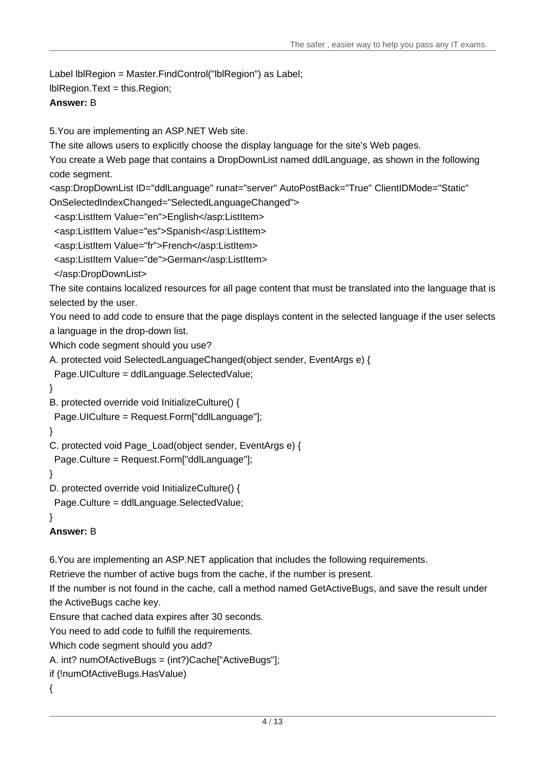Label lblRegion = Master.FindControl("lblRegion") as Label;
lblRegion.Text = this.Region;

**Answer:** B

5.You are implementing an ASP.NET Web site.

The site allows users to explicitly choose the display language for the site's Web pages.

You create a Web page that contains a DropDownList named ddlLanguage, as shown in the following code segment.

```
<asp:DropDownList ID="ddlLanguage" runat="server" AutoPostBack="True" ClientIDMode="Static"
OnSelectedIndexChanged="SelectedLanguageChanged">
  <asp:ListItem Value="en">English</asp:ListItem>
  <asp:ListItem Value="es">Spanish</asp:ListItem>
  <asp:ListItem Value="fr">French</asp:ListItem>
  <asp:ListItem Value="de">German</asp:ListItem>
  </asp:DropDownList>
```

The site contains localized resources for all page content that must be translated into the language that is selected by the user.

You need to add code to ensure that the page displays content in the selected language if the user selects a language in the drop-down list.

Which code segment should you use?

A. protected void SelectedLanguageChanged(object sender, EventArgs e) {
  Page.UICulture = ddlLanguage.SelectedValue;
}

B. protected override void InitializeCulture() {
  Page.UICulture = Request.Form["ddlLanguage"];
}

C. protected void Page_Load(object sender, EventArgs e) {
  Page.Culture = Request.Form["ddlLanguage"];
}

D. protected override void InitializeCulture() {
  Page.Culture = ddlLanguage.SelectedValue;
}

**Answer:** B

6.You are implementing an ASP.NET application that includes the following requirements.

Retrieve the number of active bugs from the cache, if the number is present.

If the number is not found in the cache, call a method named GetActiveBugs, and save the result under the ActiveBugs cache key.

Ensure that cached data expires after 30 seconds.

You need to add code to fulfill the requirements.

Which code segment should you add?

A. int? numOfActiveBugs = (int?)Cache["ActiveBugs"];
if (!numOfActiveBugs.HasValue)
{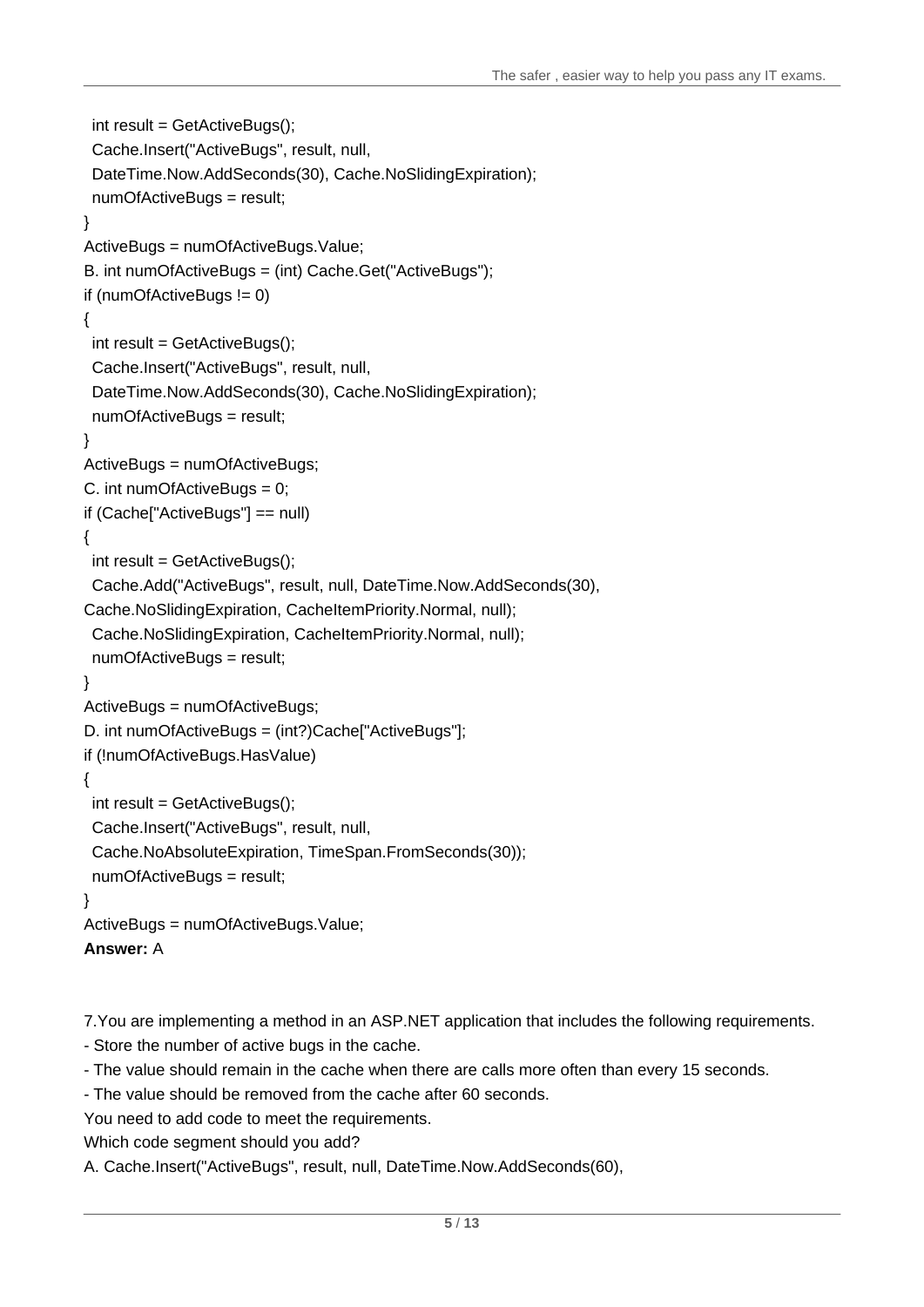```
int result = GetActiveBugs();
Cache.Insert("ActiveBugs", result, null,
DateTime.Now.AddSeconds(30), Cache.NoSlidingExpiration);
numOfActiveBugs = result;
}
ActiveBugs = numOfActiveBugs.Value;
```

B.
```
int numOfActiveBugs = (int) Cache.Get("ActiveBugs");
if (numOfActiveBugs != 0)
{
int result = GetActiveBugs();
Cache.Insert("ActiveBugs", result, null,
DateTime.Now.AddSeconds(30), Cache.NoSlidingExpiration);
numOfActiveBugs = result;
}
ActiveBugs = numOfActiveBugs;
```

C.
```
int numOfActiveBugs = 0;
if (Cache["ActiveBugs"] == null)
{
int result = GetActiveBugs();
Cache.Add("ActiveBugs", result, null, DateTime.Now.AddSeconds(30),
Cache.NoSlidingExpiration, CacheItemPriority.Normal, null);
Cache.NoSlidingExpiration, CacheItemPriority.Normal, null);
numOfActiveBugs = result;
}
ActiveBugs = numOfActiveBugs;
```

D.
```
int numOfActiveBugs = (int?)Cache["ActiveBugs"];
if (!numOfActiveBugs.HasValue)
{
int result = GetActiveBugs();
Cache.Insert("ActiveBugs", result, null,
Cache.NoAbsoluteExpiration, TimeSpan.FromSeconds(30));
numOfActiveBugs = result;
}
ActiveBugs = numOfActiveBugs.Value;
```

**Answer:** A

7.You are implementing a method in an ASP.NET application that includes the following requirements.

- Store the number of active bugs in the cache.
- The value should remain in the cache when there are calls more often than every 15 seconds.
- The value should be removed from the cache after 60 seconds.

You need to add code to meet the requirements.

Which code segment should you add?

A.
```
Cache.Insert("ActiveBugs", result, null, DateTime.Now.AddSeconds(60),
```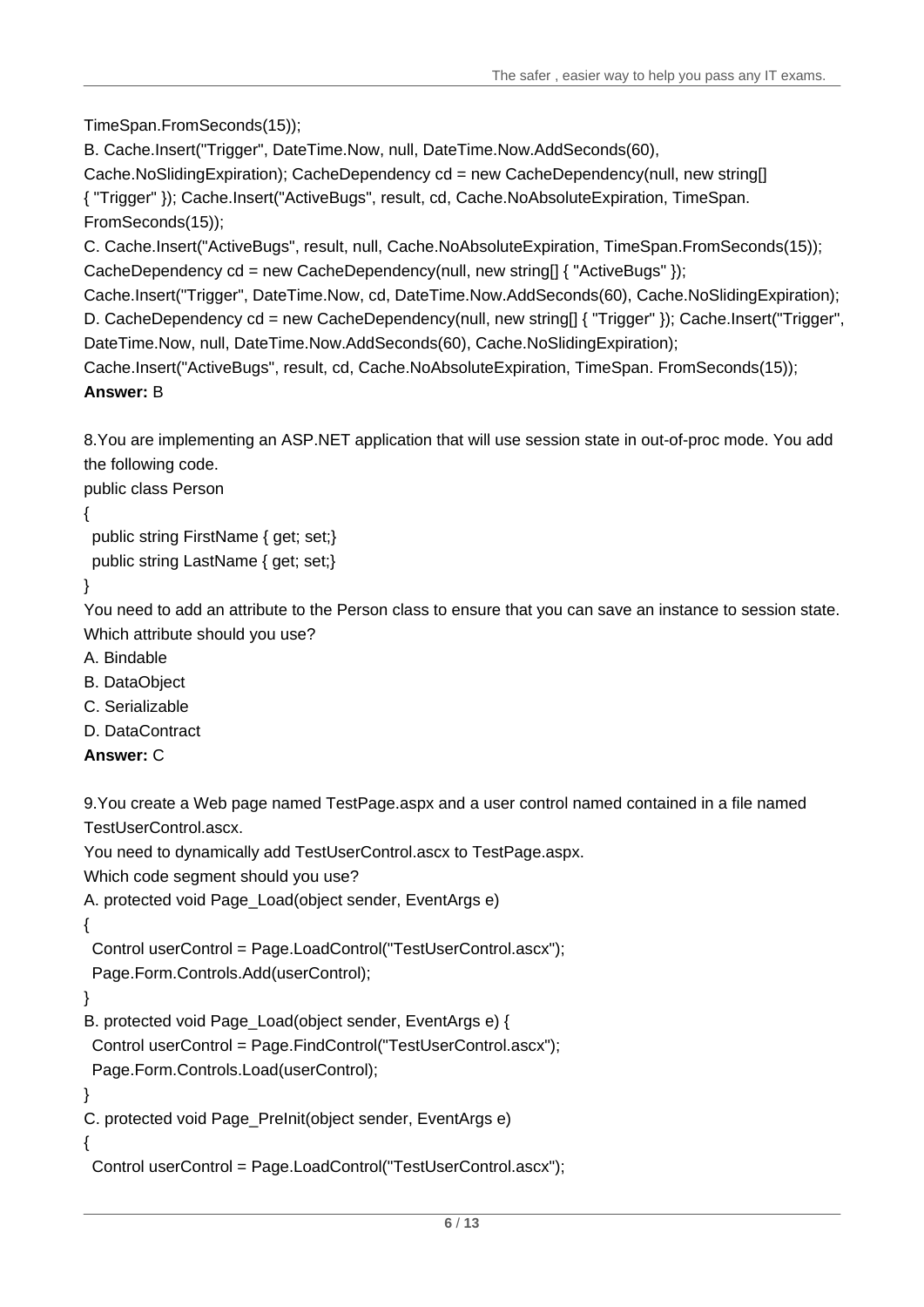TimeSpan.FromSeconds(15));

B. Cache.Insert("Trigger", DateTime.Now, null, DateTime.Now.AddSeconds(60), Cache.NoSlidingExpiration); CacheDependency cd = new CacheDependency(null, new string[] { "Trigger" }); Cache.Insert("ActiveBugs", result, cd, Cache.NoAbsoluteExpiration, TimeSpan. FromSeconds(15));

C. Cache.Insert("ActiveBugs", result, null, Cache.NoAbsoluteExpiration, TimeSpan.FromSeconds(15)); CacheDependency cd = new CacheDependency(null, new string[] { "ActiveBugs" }); Cache.Insert("Trigger", DateTime.Now, cd, DateTime.Now.AddSeconds(60), Cache.NoSlidingExpiration);

D. CacheDependency cd = new CacheDependency(null, new string[] { "Trigger" }); Cache.Insert("Trigger", DateTime.Now, null, DateTime.Now.AddSeconds(60), Cache.NoSlidingExpiration); Cache.Insert("ActiveBugs", result, cd, Cache.NoAbsoluteExpiration, TimeSpan. FromSeconds(15));

**Answer:** B

8.You are implementing an ASP.NET application that will use session state in out-of-proc mode. You add the following code.

```
public class Person
{
  public string FirstName { get; set;}
  public string LastName { get; set;}
}
```

You need to add an attribute to the Person class to ensure that you can save an instance to session state. Which attribute should you use?

A. Bindable
B. DataObject
C. Serializable
D. DataContract

**Answer:** C

9.You create a Web page named TestPage.aspx and a user control named contained in a file named TestUserControl.ascx.

You need to dynamically add TestUserControl.ascx to TestPage.aspx.

Which code segment should you use?

A.
```
protected void Page_Load(object sender, EventArgs e)
{
  Control userControl = Page.LoadControl("TestUserControl.ascx");
  Page.Form.Controls.Add(userControl);
}
```

B.
```
protected void Page_Load(object sender, EventArgs e) {
  Control userControl = Page.FindControl("TestUserControl.ascx");
  Page.Form.Controls.Load(userControl);
}
```

C.
```
protected void Page_PreInit(object sender, EventArgs e)
{
  Control userControl = Page.LoadControl("TestUserControl.ascx");
```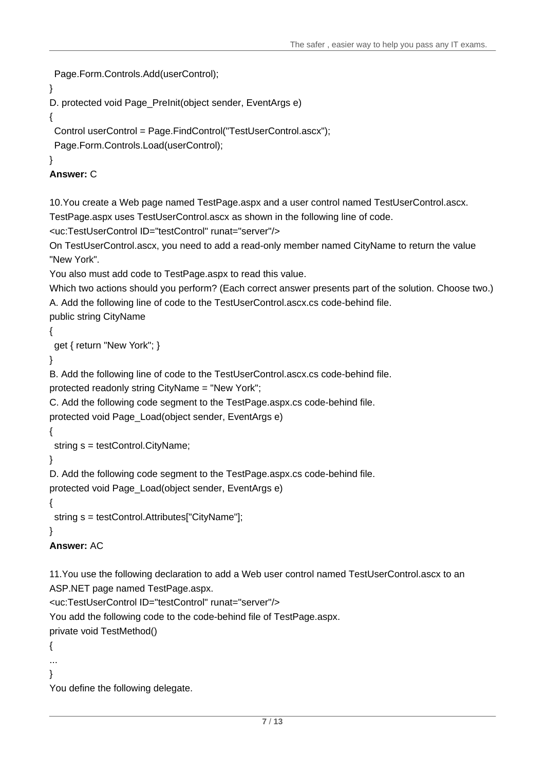```
Page.Form.Controls.Add(userControl);
}
```

D. protected void Page_PreInit(object sender, EventArgs e)

```
{
  Control userControl = Page.FindControl("TestUserControl.ascx");
  Page.Form.Controls.Load(userControl);
}
```

**Answer:** C

10.You create a Web page named TestPage.aspx and a user control named TestUserControl.ascx.
TestPage.aspx uses TestUserControl.ascx as shown in the following line of code.

```
<uc:TestUserControl ID="testControl" runat="server"/>
```

On TestUserControl.ascx, you need to add a read-only member named CityName to return the value "New York".

You also must add code to TestPage.aspx to read this value.

Which two actions should you perform? (Each correct answer presents part of the solution. Choose two.)

A. Add the following line of code to the TestUserControl.ascx.cs code-behind file.

```
public string CityName
{
  get { return "New York"; }
}
```

B. Add the following line of code to the TestUserControl.ascx.cs code-behind file.

```
protected readonly string CityName = "New York";
```

C. Add the following code segment to the TestPage.aspx.cs code-behind file.

```
protected void Page_Load(object sender, EventArgs e)
{
  string s = testControl.CityName;
}
```

D. Add the following code segment to the TestPage.aspx.cs code-behind file.

```
protected void Page_Load(object sender, EventArgs e)
{
  string s = testControl.Attributes["CityName"];
}
```

**Answer:** AC

11.You use the following declaration to add a Web user control named TestUserControl.ascx to an ASP.NET page named TestPage.aspx.

```
<uc:TestUserControl ID="testControl" runat="server"/>
```

You add the following code to the code-behind file of TestPage.aspx.

```
private void TestMethod()
{
...
}
```

You define the following delegate.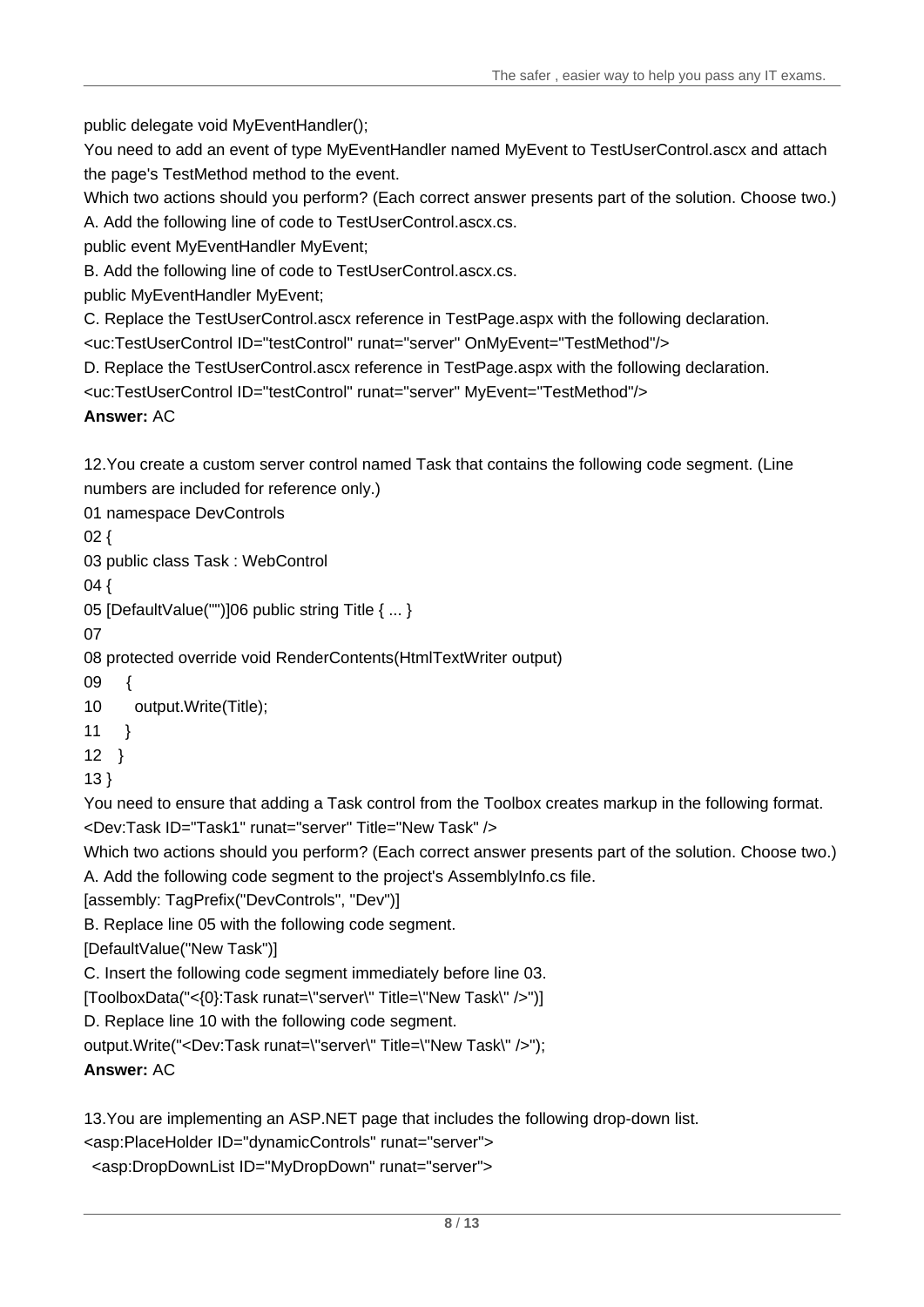public delegate void MyEventHandler();

You need to add an event of type MyEventHandler named MyEvent to TestUserControl.ascx and attach the page's TestMethod method to the event.

Which two actions should you perform? (Each correct answer presents part of the solution. Choose two.)

A. Add the following line of code to TestUserControl.ascx.cs.

public event MyEventHandler MyEvent;

B. Add the following line of code to TestUserControl.ascx.cs.

public MyEventHandler MyEvent;

C. Replace the TestUserControl.ascx reference in TestPage.aspx with the following declaration.

<uc:TestUserControl ID="testControl" runat="server" OnMyEvent="TestMethod"/>

D. Replace the TestUserControl.ascx reference in TestPage.aspx with the following declaration.

<uc:TestUserControl ID="testControl" runat="server" MyEvent="TestMethod"/>

**Answer:** AC

12.You create a custom server control named Task that contains the following code segment. (Line numbers are included for reference only.)

```
01 namespace DevControls
02 {
03 public class Task : WebControl
04 {
05 [DefaultValue("")]06 public string Title { ... }
07
08 protected override void RenderContents(HtmlTextWriter output)
09     {
10       output.Write(Title);
11     }
12   }
13 }
```

You need to ensure that adding a Task control from the Toolbox creates markup in the following format.

<Dev:Task ID="Task1" runat="server" Title="New Task" />

Which two actions should you perform? (Each correct answer presents part of the solution. Choose two.)

A. Add the following code segment to the project's AssemblyInfo.cs file.

[assembly: TagPrefix("DevControls", "Dev")]

B. Replace line 05 with the following code segment.

[DefaultValue("New Task")]

C. Insert the following code segment immediately before line 03.

[ToolboxData("<{0}:Task runat=\"server\" Title=\"New Task\" />")]

D. Replace line 10 with the following code segment.

output.Write("<Dev:Task runat=\"server\" Title=\"New Task\" />");

**Answer:** AC

13.You are implementing an ASP.NET page that includes the following drop-down list.

```
<asp:PlaceHolder ID="dynamicControls" runat="server">
  <asp:DropDownList ID="MyDropDown" runat="server">
```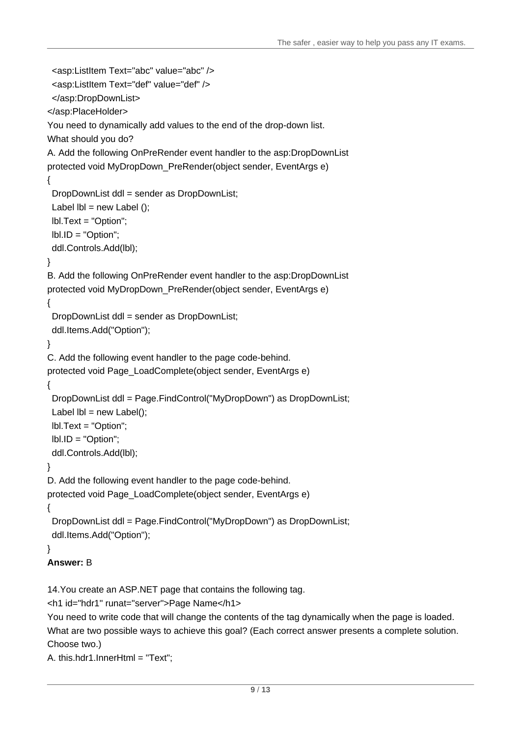```
<asp:ListItem Text="abc" value="abc" />
<asp:ListItem Text="def" value="def" />
</asp:DropDownList>
</asp:PlaceHolder>
```

You need to dynamically add values to the end of the drop-down list.

What should you do?

A. Add the following OnPreRender event handler to the asp:DropDownList

```
protected void MyDropDown_PreRender(object sender, EventArgs e)
{
  DropDownList ddl = sender as DropDownList;
  Label lbl = new Label ();
  lbl.Text = "Option";
  lbl.ID = "Option";
  ddl.Controls.Add(lbl);
}
```

B. Add the following OnPreRender event handler to the asp:DropDownList

```
protected void MyDropDown_PreRender(object sender, EventArgs e)
{
  DropDownList ddl = sender as DropDownList;
  ddl.Items.Add("Option");
}
```

C. Add the following event handler to the page code-behind.

```
protected void Page_LoadComplete(object sender, EventArgs e)
{
  DropDownList ddl = Page.FindControl("MyDropDown") as DropDownList;
  Label lbl = new Label();
  lbl.Text = "Option";
  lbl.ID = "Option";
  ddl.Controls.Add(lbl);
}
```

D. Add the following event handler to the page code-behind.

```
protected void Page_LoadComplete(object sender, EventArgs e)
{
  DropDownList ddl = Page.FindControl("MyDropDown") as DropDownList;
  ddl.Items.Add("Option");
}
```

**Answer:** B

14.You create an ASP.NET page that contains the following tag.

```
<h1 id="hdr1" runat="server">Page Name</h1>
```

You need to write code that will change the contents of the tag dynamically when the page is loaded.

What are two possible ways to achieve this goal? (Each correct answer presents a complete solution. Choose two.)

A. this.hdr1.InnerHtml = "Text";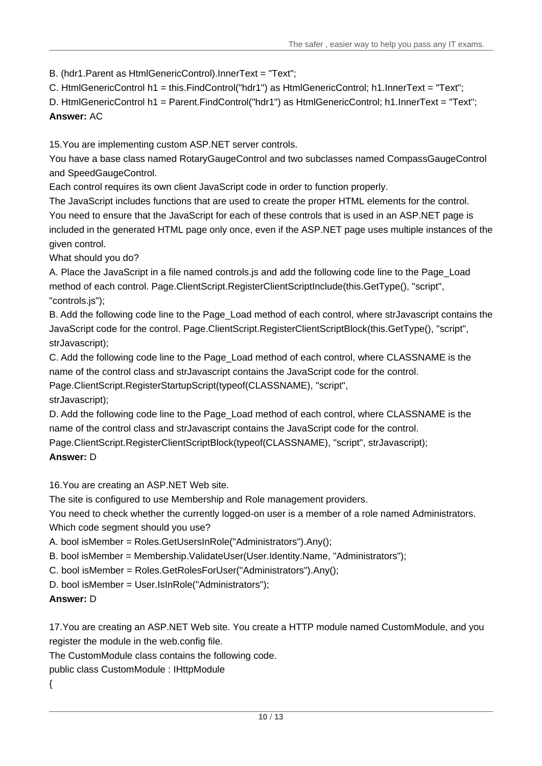B. (hdr1.Parent as HtmlGenericControl).InnerText = "Text";

C. HtmlGenericControl h1 = this.FindControl("hdr1") as HtmlGenericControl; h1.InnerText = "Text";

D. HtmlGenericControl h1 = Parent.FindControl("hdr1") as HtmlGenericControl; h1.InnerText = "Text";

**Answer:** AC

15.You are implementing custom ASP.NET server controls.

You have a base class named RotaryGaugeControl and two subclasses named CompassGaugeControl and SpeedGaugeControl.

Each control requires its own client JavaScript code in order to function properly.

The JavaScript includes functions that are used to create the proper HTML elements for the control.

You need to ensure that the JavaScript for each of these controls that is used in an ASP.NET page is included in the generated HTML page only once, even if the ASP.NET page uses multiple instances of the given control.

What should you do?

A. Place the JavaScript in a file named controls.js and add the following code line to the Page_Load method of each control. Page.ClientScript.RegisterClientScriptInclude(this.GetType(), "script", "controls.js");

B. Add the following code line to the Page_Load method of each control, where strJavascript contains the JavaScript code for the control. Page.ClientScript.RegisterClientScriptBlock(this.GetType(), "script", strJavascript);

C. Add the following code line to the Page_Load method of each control, where CLASSNAME is the name of the control class and strJavascript contains the JavaScript code for the control.
Page.ClientScript.RegisterStartupScript(typeof(CLASSNAME), "script",
strJavascript);

D. Add the following code line to the Page_Load method of each control, where CLASSNAME is the name of the control class and strJavascript contains the JavaScript code for the control.
Page.ClientScript.RegisterClientScriptBlock(typeof(CLASSNAME), "script", strJavascript);

**Answer:** D

16.You are creating an ASP.NET Web site.

The site is configured to use Membership and Role management providers.

You need to check whether the currently logged-on user is a member of a role named Administrators.

Which code segment should you use?

A. bool isMember = Roles.GetUsersInRole("Administrators").Any();

B. bool isMember = Membership.ValidateUser(User.Identity.Name, "Administrators");

C. bool isMember = Roles.GetRolesForUser("Administrators").Any();

D. bool isMember = User.IsInRole("Administrators");

**Answer:** D

17.You are creating an ASP.NET Web site. You create a HTTP module named CustomModule, and you register the module in the web.config file.

The CustomModule class contains the following code.

```
public class CustomModule : IHttpModule
{
```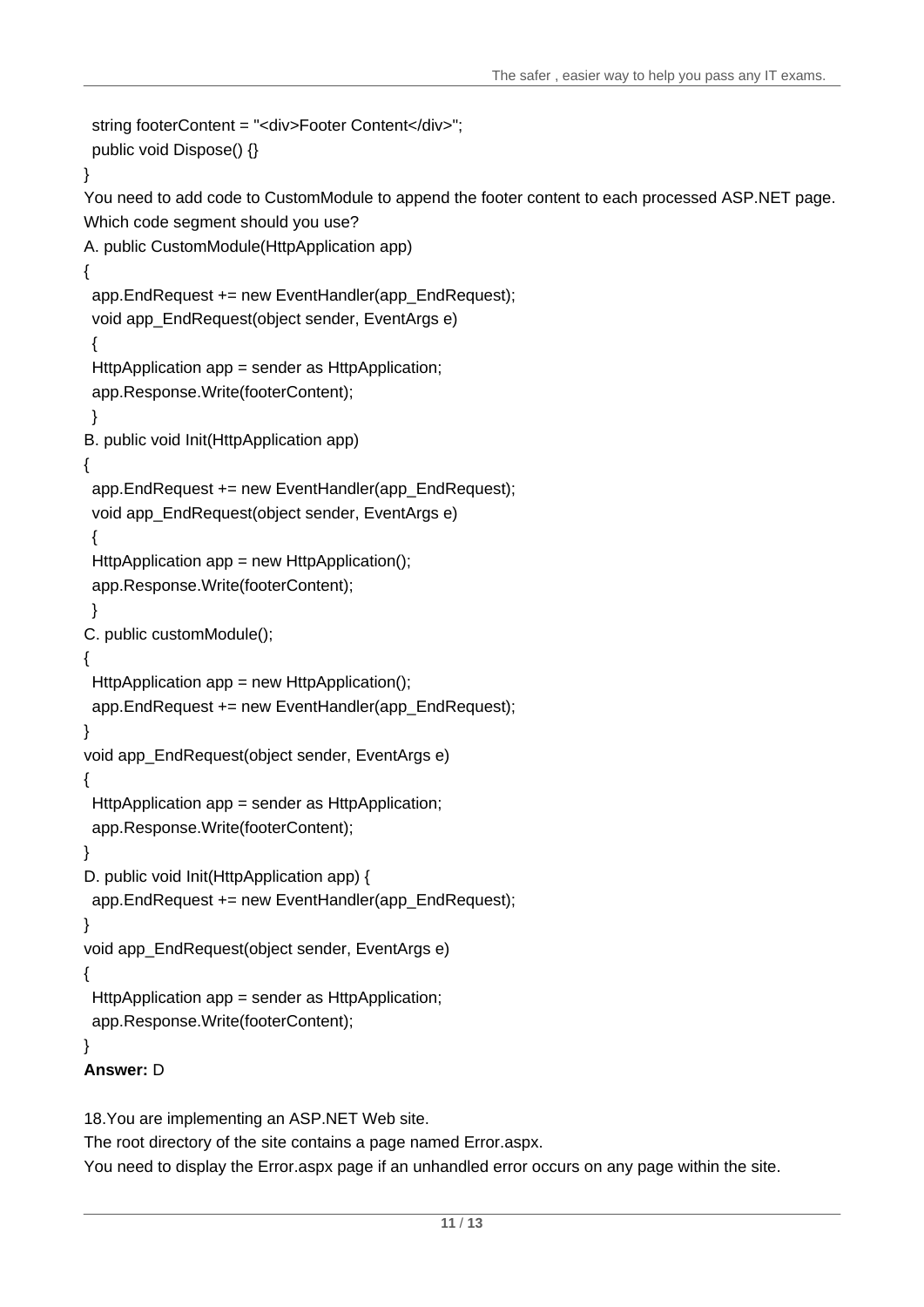```
  string footerContent = "<div>Footer Content</div>";
  public void Dispose() {}
}
```

You need to add code to CustomModule to append the footer content to each processed ASP.NET page.
Which code segment should you use?

A.
```
public CustomModule(HttpApplication app)
{
  app.EndRequest += new EventHandler(app_EndRequest);
  void app_EndRequest(object sender, EventArgs e)
  {
  HttpApplication app = sender as HttpApplication;
  app.Response.Write(footerContent);
  }
```

B.
```
public void Init(HttpApplication app)
{
  app.EndRequest += new EventHandler(app_EndRequest);
  void app_EndRequest(object sender, EventArgs e)
  {
  HttpApplication app = new HttpApplication();
  app.Response.Write(footerContent);
  }
```

C.
```
public customModule();
{
  HttpApplication app = new HttpApplication();
  app.EndRequest += new EventHandler(app_EndRequest);
}
void app_EndRequest(object sender, EventArgs e)
{
  HttpApplication app = sender as HttpApplication;
  app.Response.Write(footerContent);
}
```

D.
```
public void Init(HttpApplication app) {
  app.EndRequest += new EventHandler(app_EndRequest);
}
void app_EndRequest(object sender, EventArgs e)
{
  HttpApplication app = sender as HttpApplication;
  app.Response.Write(footerContent);
}
```

**Answer:** D

18.You are implementing an ASP.NET Web site.
The root directory of the site contains a page named Error.aspx.
You need to display the Error.aspx page if an unhandled error occurs on any page within the site.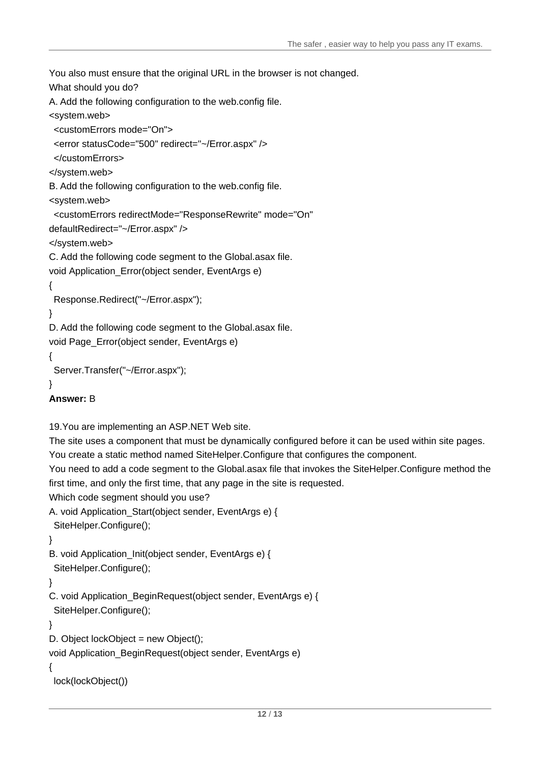You also must ensure that the original URL in the browser is not changed.

What should you do?

A. Add the following configuration to the web.config file.

```
<system.web>
  <customErrors mode="On">
  <error statusCode="500" redirect="~/Error.aspx" />
  </customErrors>
</system.web>
```

B. Add the following configuration to the web.config file.

```
<system.web>
  <customErrors redirectMode="ResponseRewrite" mode="On"
defaultRedirect="~/Error.aspx" />
</system.web>
```

C. Add the following code segment to the Global.asax file.

```
void Application_Error(object sender, EventArgs e)
{
  Response.Redirect("~/Error.aspx");
}
```

D. Add the following code segment to the Global.asax file.

```
void Page_Error(object sender, EventArgs e)
{
  Server.Transfer("~/Error.aspx");
}
```

**Answer:** B

19.You are implementing an ASP.NET Web site.

The site uses a component that must be dynamically configured before it can be used within site pages.

You create a static method named SiteHelper.Configure that configures the component.

You need to add a code segment to the Global.asax file that invokes the SiteHelper.Configure method the first time, and only the first time, that any page in the site is requested.

Which code segment should you use?

A.
```
void Application_Start(object sender, EventArgs e) {
  SiteHelper.Configure();
}
```

B.
```
void Application_Init(object sender, EventArgs e) {
  SiteHelper.Configure();
}
```

C.
```
void Application_BeginRequest(object sender, EventArgs e) {
  SiteHelper.Configure();
}
```

D.
```
Object lockObject = new Object();
void Application_BeginRequest(object sender, EventArgs e)
{
  lock(lockObject())
```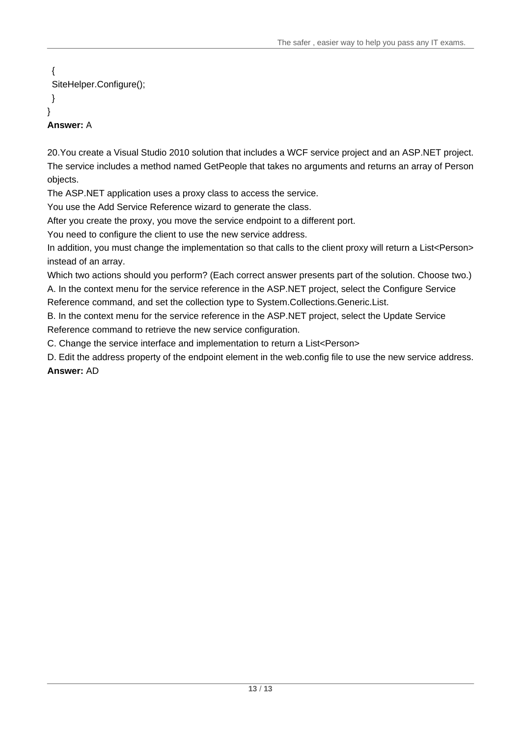```
 {
 SiteHelper.Configure();
 }
}
```

**Answer:** A

20.You create a Visual Studio 2010 solution that includes a WCF service project and an ASP.NET project. The service includes a method named GetPeople that takes no arguments and returns an array of Person objects.

The ASP.NET application uses a proxy class to access the service.

You use the Add Service Reference wizard to generate the class.

After you create the proxy, you move the service endpoint to a different port.

You need to configure the client to use the new service address.

In addition, you must change the implementation so that calls to the client proxy will return a List<Person> instead of an array.

Which two actions should you perform? (Each correct answer presents part of the solution. Choose two.)

A. In the context menu for the service reference in the ASP.NET project, select the Configure Service Reference command, and set the collection type to System.Collections.Generic.List.

B. In the context menu for the service reference in the ASP.NET project, select the Update Service Reference command to retrieve the new service configuration.

C. Change the service interface and implementation to return a List<Person>

D. Edit the address property of the endpoint element in the web.config file to use the new service address.

**Answer:** AD